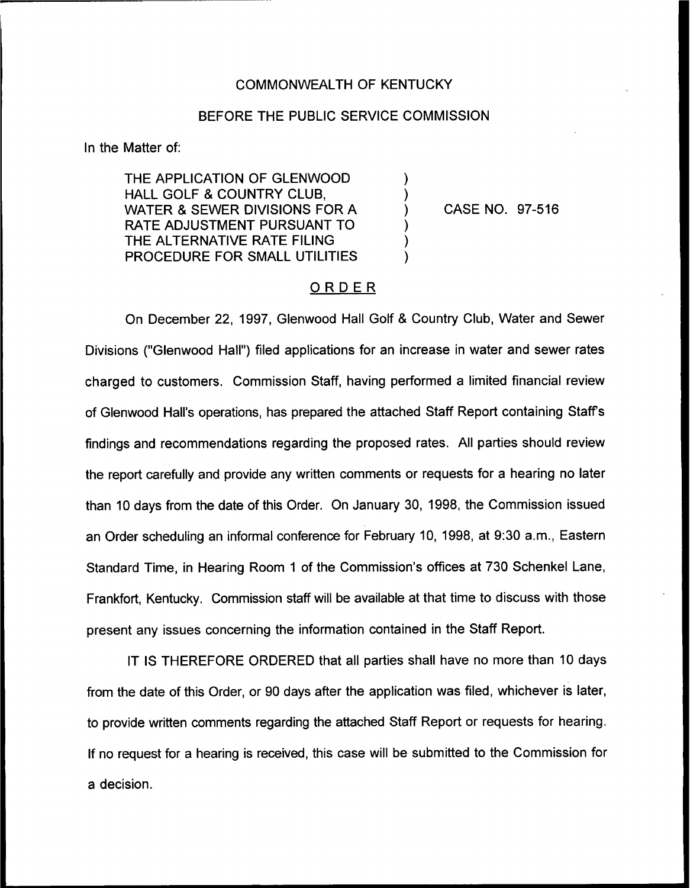COMMONWEALTH OF KENTUCKY

BEFORE THE PUBLIC SERVICE COMMISSION

In the Matter of:

THE APPLICATION OF GLENWOOD HALL GOLF & COUNTRY CLUB, WATER & SEWER DIVISIONS FOR A RATE ADJUSTMENT PURSUANT TO THE ALTERNATIVE RATE FILING PROCEDURE FOR SMALL UTILITIES ) CASE NO. 97-516

## ORDER

On December 22, 1997, Glenwood Hall Golf & Country Club, Water and Sewer Divisions ("Glenwood Hall") filed applications for an increase in water and sewer rates charged to customers. Commission Staff, having performed a limited financial review of Glenwood Hall's operations, has prepared the attached Staff Report containing Staff's findings and recommendations regarding the proposed rates. All parties should review the report carefully and provide any written comments or requests for a hearing no later than 10 days from the date of this Order. On January 30, 1998, the Commission issued an Order scheduling an informal conference for February 10, 1998, at 9:30 a.m., Eastern Standard Time, in Hearing Room 1 of the Commission's offices at 730 Schenkel Lane, Frankfort, Kentucky. Commission staff will be available at that time to discuss with those present any issues concerning the information contained in the Staff Report.

IT IS THEREFORE ORDERED that all parties shall have no more than 10 days from the date of this Order, or 90 days after the application was filed, whichever is later, to provide written comments regarding the attached Staff Report or requests for hearing. If no request for a hearing is received, this case will be submitted to the Commission for a decision.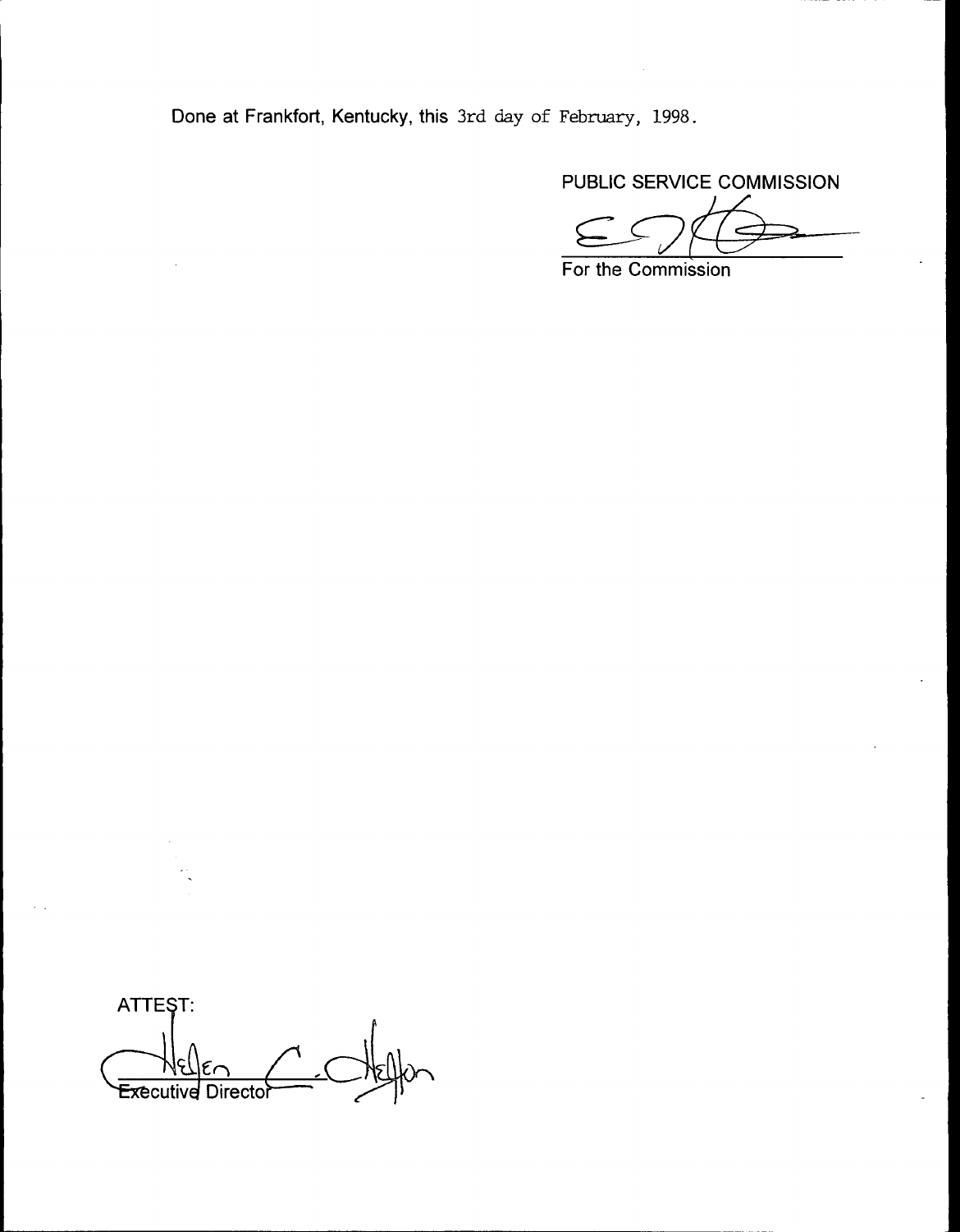Done at Frankfort, Kentucky, this 3rd day of February, 1998.

PUBLIC SERVICE COMMISSION

For the Commission

ATTEST:

Executive Director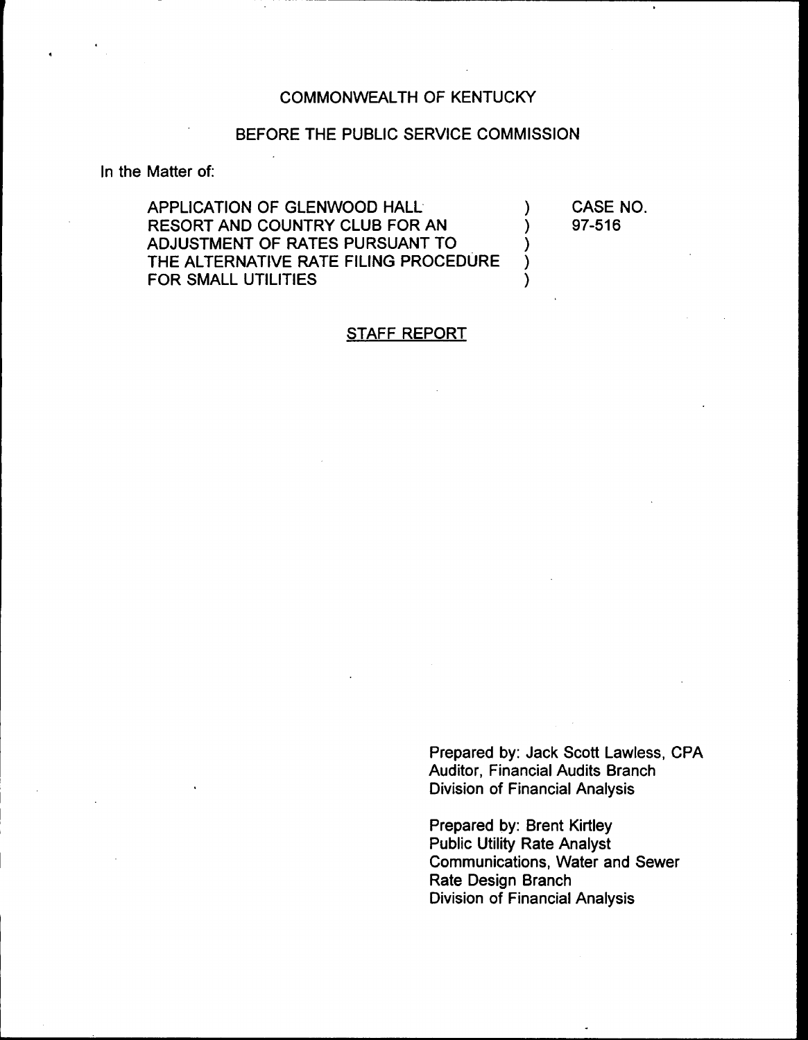COMMONWEALTH OF KENTUCKY

BEFORE THE PUBLIC SERVICE COMMISSION

In the Matter of:

| | | |
|---|---|---|
| APPLICATION OF GLENWOOD HALL RESORT AND COUNTRY CLUB FOR AN ADJUSTMENT OF RATES PURSUANT TO THE ALTERNATIVE RATE FILING PROCEDURE FOR SMALL UTILITIES | ) ) ) ) ) | CASE NO. 97-516 |

## STAFF REPORT

Prepared by: Jack Scott Lawless, CPA
Auditor, Financial Audits Branch
Division of Financial Analysis

Prepared by: Brent Kirtley
Public Utility Rate Analyst
Communications, Water and Sewer
Rate Design Branch
Division of Financial Analysis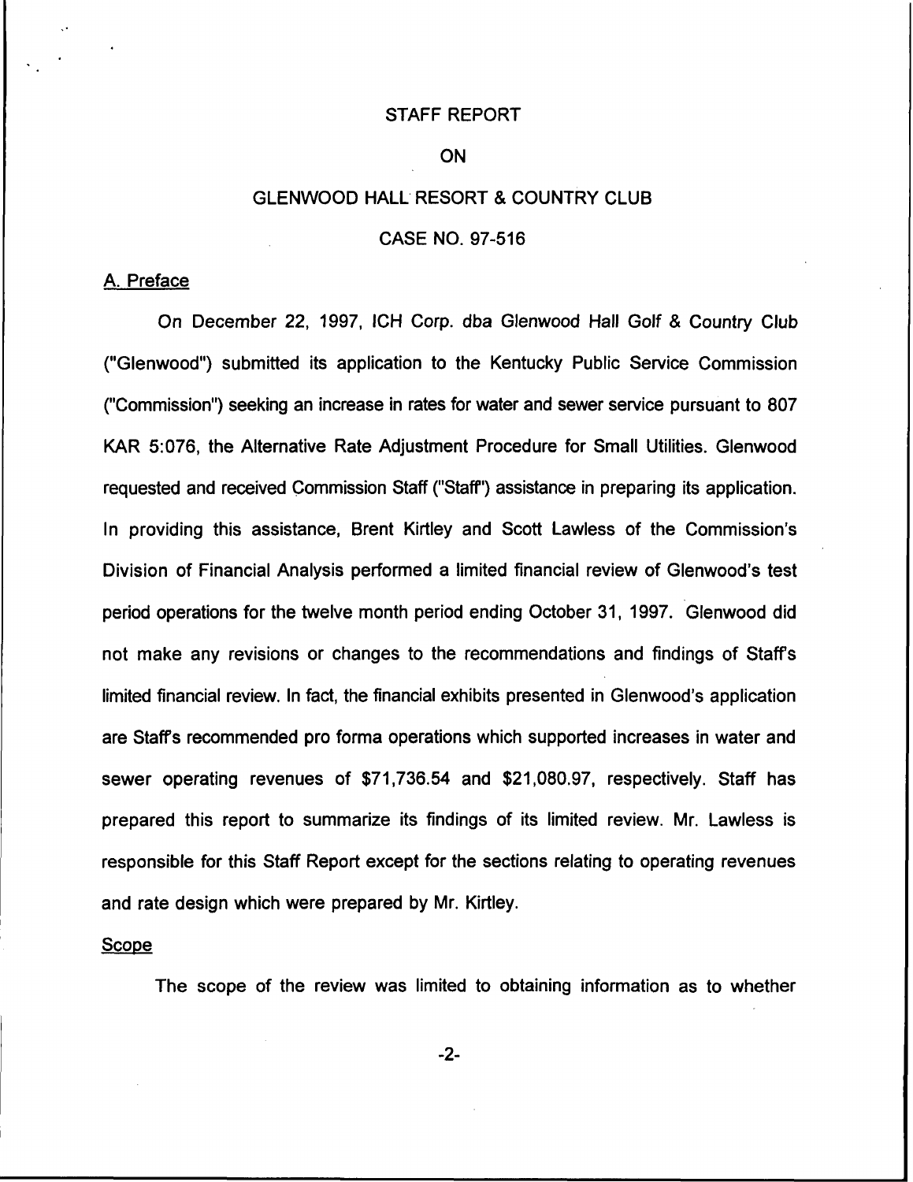STAFF REPORT

ON

GLENWOOD HALL RESORT & COUNTRY CLUB

CASE NO. 97-516

A. Preface

On December 22, 1997, ICH Corp. dba Glenwood Hall Golf & Country Club ("Glenwood") submitted its application to the Kentucky Public Service Commission ("Commission") seeking an increase in rates for water and sewer service pursuant to 807 KAR 5:076, the Alternative Rate Adjustment Procedure for Small Utilities. Glenwood requested and received Commission Staff ("Staff") assistance in preparing its application. In providing this assistance, Brent Kirtley and Scott Lawless of the Commission's Division of Financial Analysis performed a limited financial review of Glenwood's test period operations for the twelve month period ending October 31, 1997. Glenwood did not make any revisions or changes to the recommendations and findings of Staff's limited financial review. In fact, the financial exhibits presented in Glenwood's application are Staff's recommended pro forma operations which supported increases in water and sewer operating revenues of $71,736.54 and $21,080.97, respectively. Staff has prepared this report to summarize its findings of its limited review. Mr. Lawless is responsible for this Staff Report except for the sections relating to operating revenues and rate design which were prepared by Mr. Kirtley.

Scope

The scope of the review was limited to obtaining information as to whether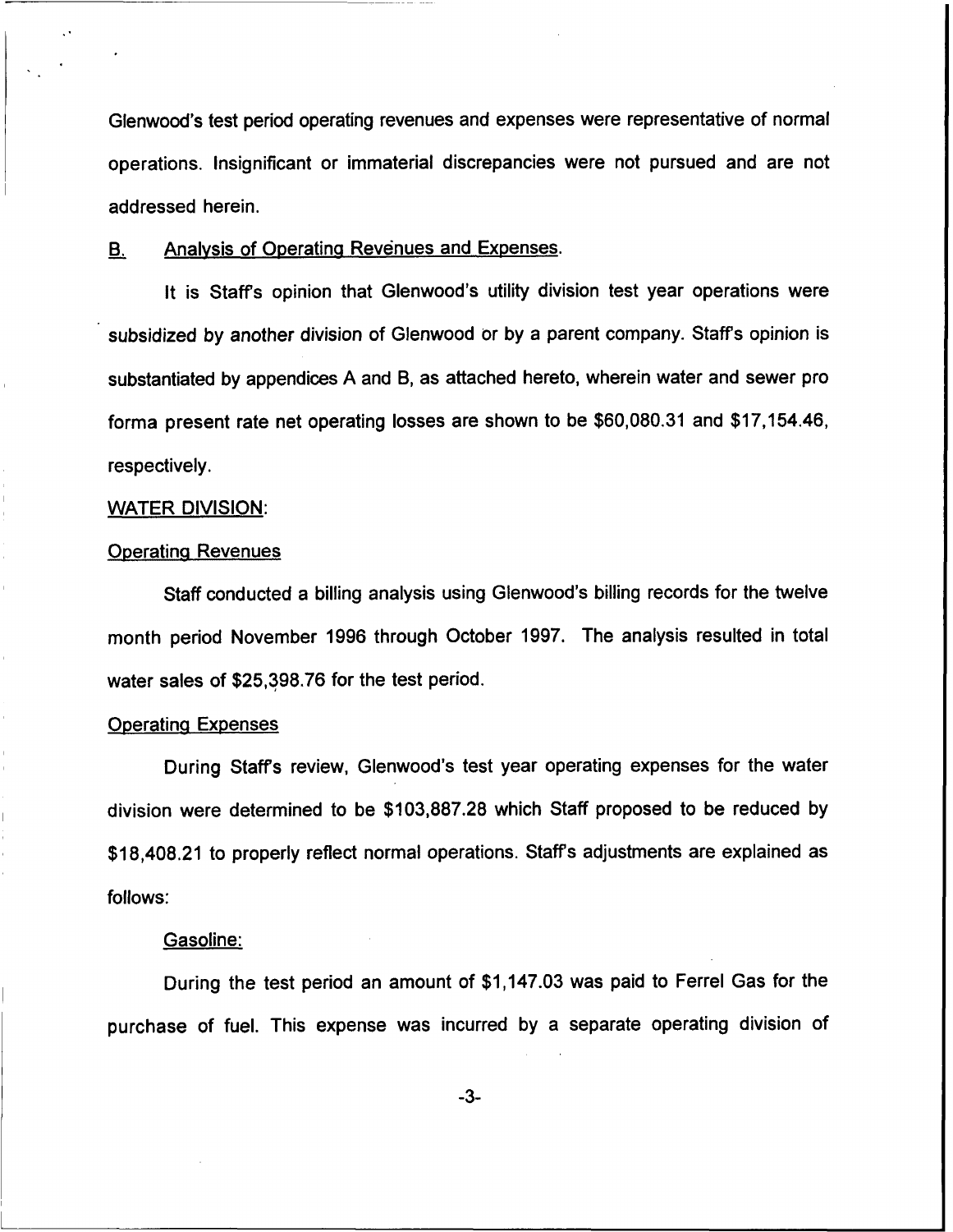Glenwood's test period operating revenues and expenses were representative of normal operations. Insignificant or immaterial discrepancies were not pursued and are not addressed herein.

## B. Analysis of Operating Revenues and Expenses.

It is Staff's opinion that Glenwood's utility division test year operations were subsidized by another division of Glenwood or by a parent company. Staff's opinion is substantiated by appendices A and B, as attached hereto, wherein water and sewer pro forma present rate net operating losses are shown to be $60,080.31 and $17,154.46, respectively.

### WATER DIVISION:

#### Operating Revenues

Staff conducted a billing analysis using Glenwood's billing records for the twelve month period November 1996 through October 1997. The analysis resulted in total water sales of $25,398.76 for the test period.

#### Operating Expenses

During Staff's review, Glenwood's test year operating expenses for the water division were determined to be $103,887.28 which Staff proposed to be reduced by $18,408.21 to properly reflect normal operations. Staff's adjustments are explained as follows:

##### Gasoline:

During the test period an amount of $1,147.03 was paid to Ferrel Gas for the purchase of fuel. This expense was incurred by a separate operating division of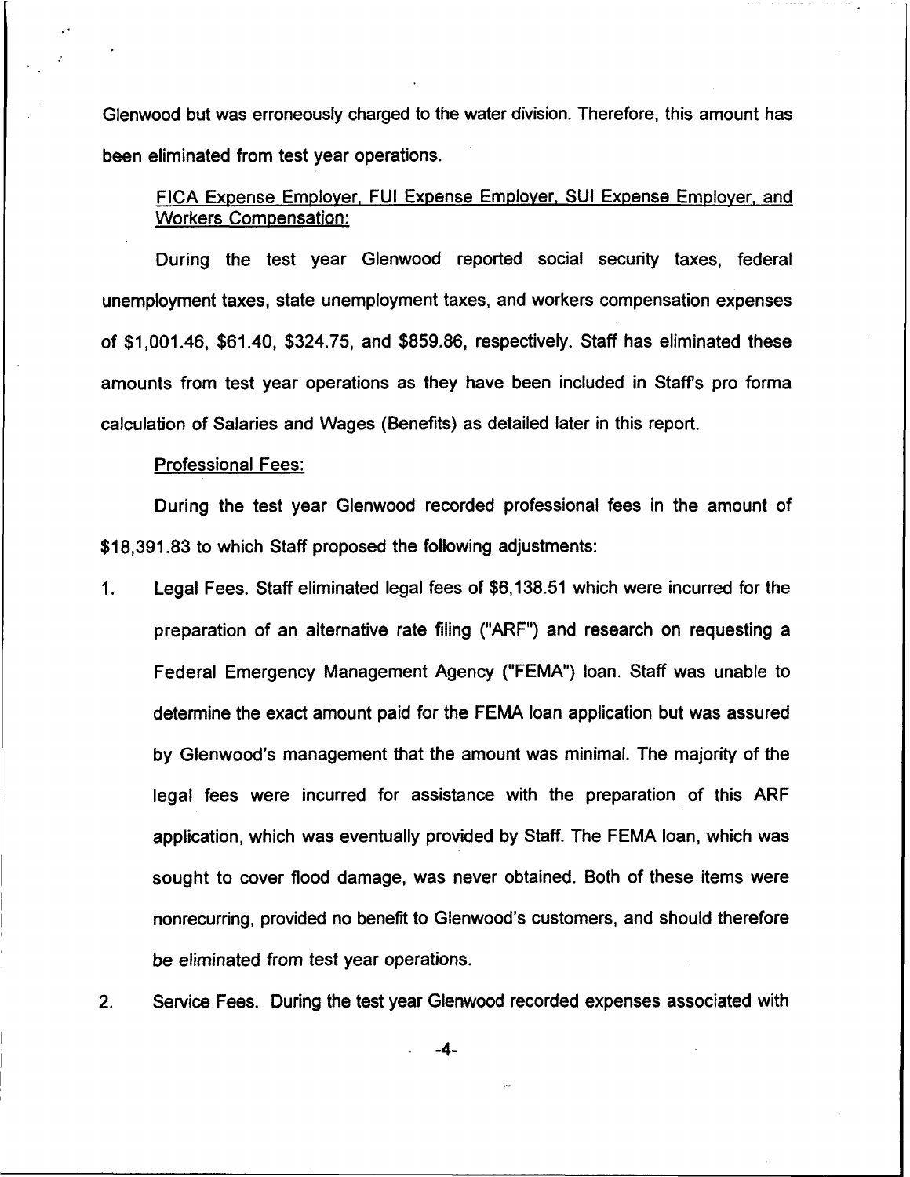Glenwood but was erroneously charged to the water division. Therefore, this amount has been eliminated from test year operations.

<u>FICA Expense Employer, FUI Expense Employer, SUI Expense Employer, and Workers Compensation:</u>

During the test year Glenwood reported social security taxes, federal unemployment taxes, state unemployment taxes, and workers compensation expenses of $1,001.46, $61.40, $324.75, and $859.86, respectively. Staff has eliminated these amounts from test year operations as they have been included in Staff's pro forma calculation of Salaries and Wages (Benefits) as detailed later in this report.

<u>Professional Fees:</u>

During the test year Glenwood recorded professional fees in the amount of $18,391.83 to which Staff proposed the following adjustments:

1. Legal Fees. Staff eliminated legal fees of $6,138.51 which were incurred for the preparation of an alternative rate filing ("ARF") and research on requesting a Federal Emergency Management Agency ("FEMA") loan. Staff was unable to determine the exact amount paid for the FEMA loan application but was assured by Glenwood's management that the amount was minimal. The majority of the legal fees were incurred for assistance with the preparation of this ARF application, which was eventually provided by Staff. The FEMA loan, which was sought to cover flood damage, was never obtained. Both of these items were nonrecurring, provided no benefit to Glenwood's customers, and should therefore be eliminated from test year operations.

2. Service Fees. During the test year Glenwood recorded expenses associated with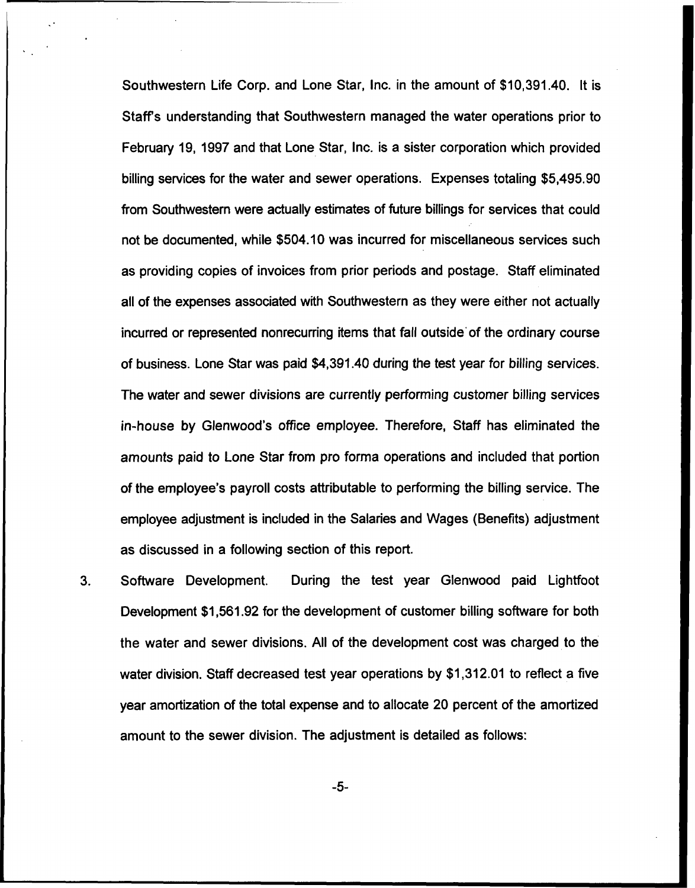Southwestern Life Corp. and Lone Star, Inc. in the amount of $10,391.40. It is Staff's understanding that Southwestern managed the water operations prior to February 19, 1997 and that Lone Star, Inc. is a sister corporation which provided billing services for the water and sewer operations. Expenses totaling $5,495.90 from Southwestern were actually estimates of future billings for services that could not be documented, while $504.10 was incurred for miscellaneous services such as providing copies of invoices from prior periods and postage. Staff eliminated all of the expenses associated with Southwestern as they were either not actually incurred or represented nonrecurring items that fall outside of the ordinary course of business. Lone Star was paid $4,391.40 during the test year for billing services. The water and sewer divisions are currently performing customer billing services in-house by Glenwood's office employee. Therefore, Staff has eliminated the amounts paid to Lone Star from pro forma operations and included that portion of the employee's payroll costs attributable to performing the billing service. The employee adjustment is included in the Salaries and Wages (Benefits) adjustment as discussed in a following section of this report.

3. Software Development. During the test year Glenwood paid Lightfoot Development $1,561.92 for the development of customer billing software for both the water and sewer divisions. All of the development cost was charged to the water division. Staff decreased test year operations by $1,312.01 to reflect a five year amortization of the total expense and to allocate 20 percent of the amortized amount to the sewer division. The adjustment is detailed as follows: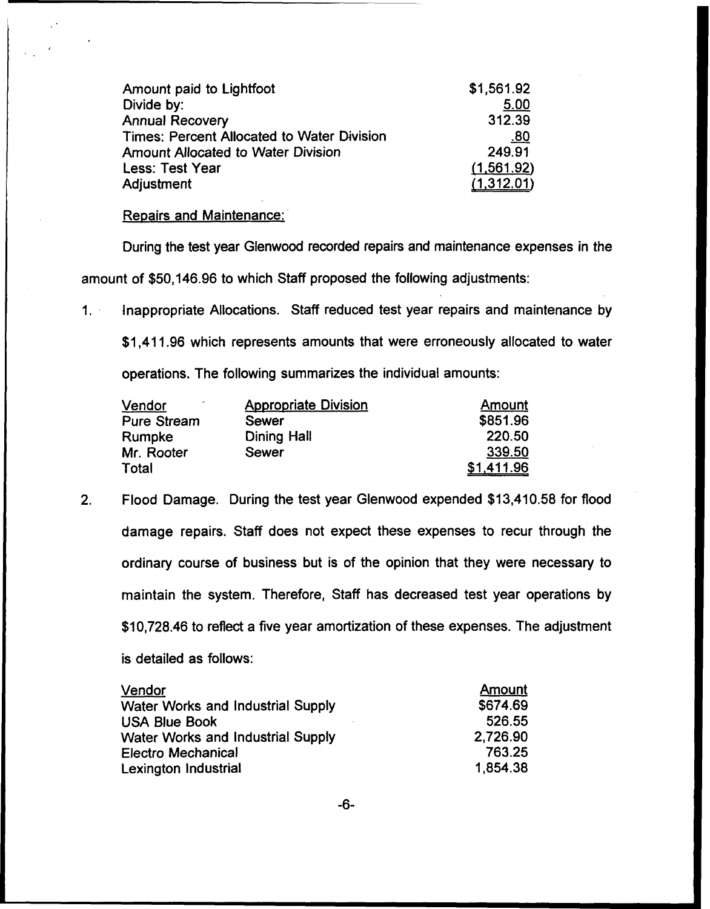| | |
|---|---|
| Amount paid to Lightfoot | $1,561.92 |
| Divide by: | 5.00 |
| Annual Recovery | 312.39 |
| Times: Percent Allocated to Water Division | .80 |
| Amount Allocated to Water Division | 249.91 |
| Less: Test Year | (1,561.92) |
| Adjustment | (1,312.01) |

Repairs and Maintenance:

During the test year Glenwood recorded repairs and maintenance expenses in the amount of $50,146.96 to which Staff proposed the following adjustments:

1. Inappropriate Allocations. Staff reduced test year repairs and maintenance by $1,411.96 which represents amounts that were erroneously allocated to water operations. The following summarizes the individual amounts:

| Vendor | Appropriate Division | Amount |
|---|---|---|
| Pure Stream | Sewer | $851.96 |
| Rumpke | Dining Hall | 220.50 |
| Mr. Rooter | Sewer | 339.50 |
| Total | | $1,411.96 |

2. Flood Damage. During the test year Glenwood expended $13,410.58 for flood damage repairs. Staff does not expect these expenses to recur through the ordinary course of business but is of the opinion that they were necessary to maintain the system. Therefore, Staff has decreased test year operations by $10,728.46 to reflect a five year amortization of these expenses. The adjustment is detailed as follows:

| Vendor | Amount |
|---|---|
| Water Works and Industrial Supply | $674.69 |
| USA Blue Book | 526.55 |
| Water Works and Industrial Supply | 2,726.90 |
| Electro Mechanical | 763.25 |
| Lexington Industrial | 1,854.38 |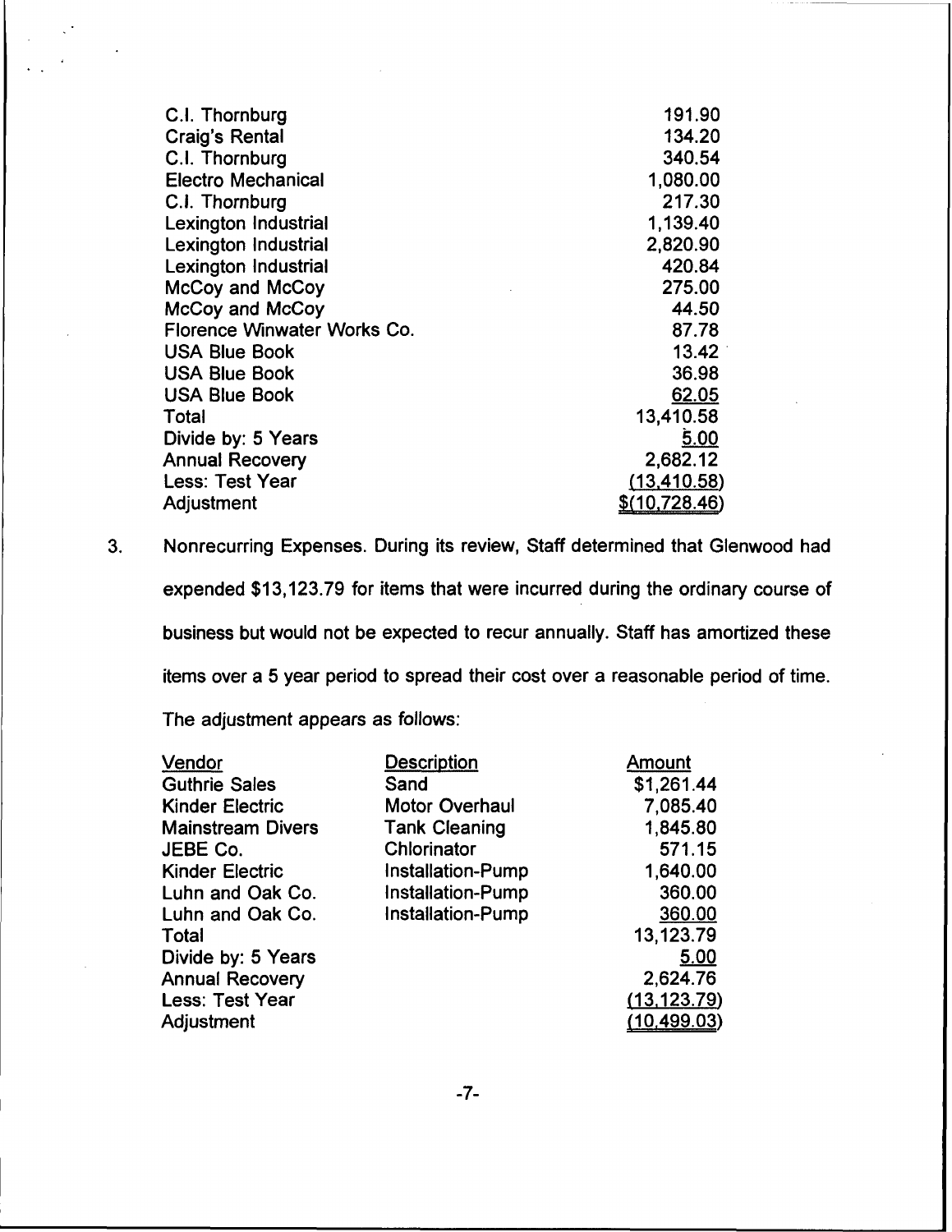| | |
|---|---|
| C.I. Thornburg | 191.90 |
| Craig's Rental | 134.20 |
| C.I. Thornburg | 340.54 |
| Electro Mechanical | 1,080.00 |
| C.I. Thornburg | 217.30 |
| Lexington Industrial | 1,139.40 |
| Lexington Industrial | 2,820.90 |
| Lexington Industrial | 420.84 |
| McCoy and McCoy | 275.00 |
| McCoy and McCoy | 44.50 |
| Florence Winwater Works Co. | 87.78 |
| USA Blue Book | 13.42 |
| USA Blue Book | 36.98 |
| USA Blue Book | 62.05 |
| Total | 13,410.58 |
| Divide by: 5 Years | 5.00 |
| Annual Recovery | 2,682.12 |
| Less: Test Year | (13,410.58) |
| Adjustment | $(10,728.46) |

3. Nonrecurring Expenses. During its review, Staff determined that Glenwood had expended $13,123.79 for items that were incurred during the ordinary course of business but would not be expected to recur annually. Staff has amortized these items over a 5 year period to spread their cost over a reasonable period of time. The adjustment appears as follows:

| Vendor | Description | Amount |
|---|---|---|
| Guthrie Sales | Sand | $1,261.44 |
| Kinder Electric | Motor Overhaul | 7,085.40 |
| Mainstream Divers | Tank Cleaning | 1,845.80 |
| JEBE Co. | Chlorinator | 571.15 |
| Kinder Electric | Installation-Pump | 1,640.00 |
| Luhn and Oak Co. | Installation-Pump | 360.00 |
| Luhn and Oak Co. | Installation-Pump | 360.00 |
| Total | | 13,123.79 |
| Divide by: 5 Years | | 5.00 |
| Annual Recovery | | 2,624.76 |
| Less: Test Year | | (13,123.79) |
| Adjustment | | (10,499.03) |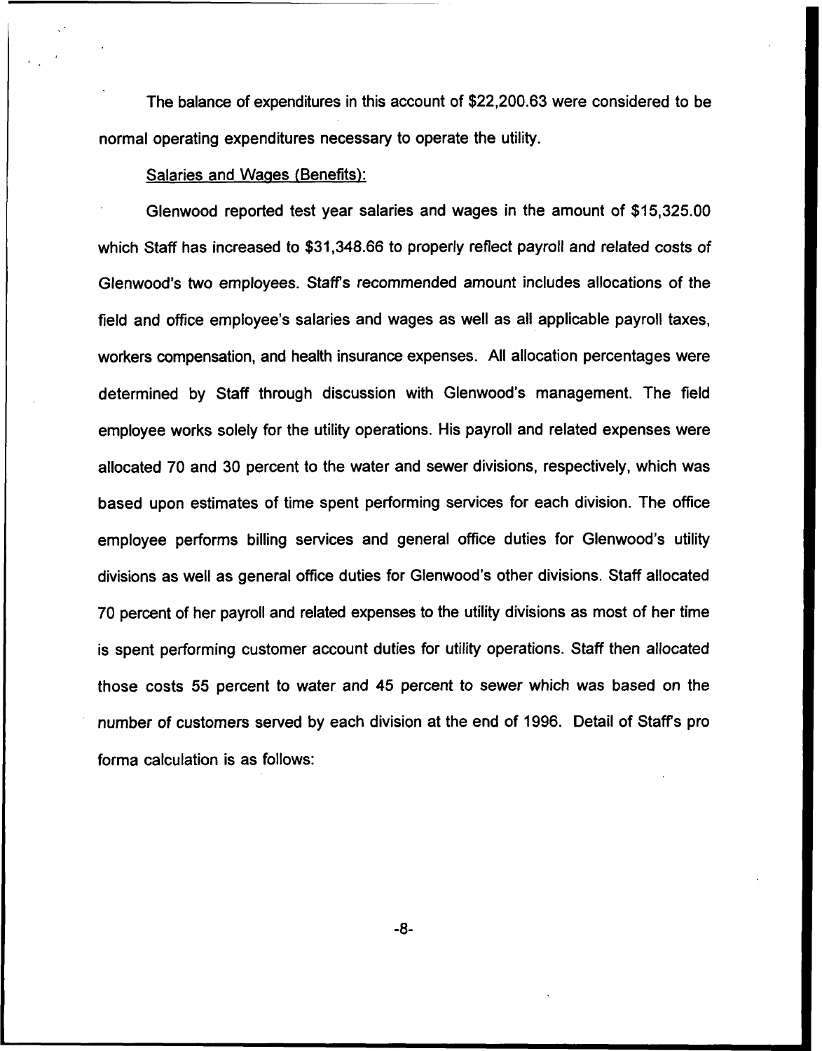The balance of expenditures in this account of $22,200.63 were considered to be normal operating expenditures necessary to operate the utility.

Salaries and Wages (Benefits):

Glenwood reported test year salaries and wages in the amount of $15,325.00 which Staff has increased to $31,348.66 to properly reflect payroll and related costs of Glenwood's two employees. Staff's recommended amount includes allocations of the field and office employee's salaries and wages as well as all applicable payroll taxes, workers compensation, and health insurance expenses. All allocation percentages were determined by Staff through discussion with Glenwood's management. The field employee works solely for the utility operations. His payroll and related expenses were allocated 70 and 30 percent to the water and sewer divisions, respectively, which was based upon estimates of time spent performing services for each division. The office employee performs billing services and general office duties for Glenwood's utility divisions as well as general office duties for Glenwood's other divisions. Staff allocated 70 percent of her payroll and related expenses to the utility divisions as most of her time is spent performing customer account duties for utility operations. Staff then allocated those costs 55 percent to water and 45 percent to sewer which was based on the number of customers served by each division at the end of 1996. Detail of Staff's pro forma calculation is as follows: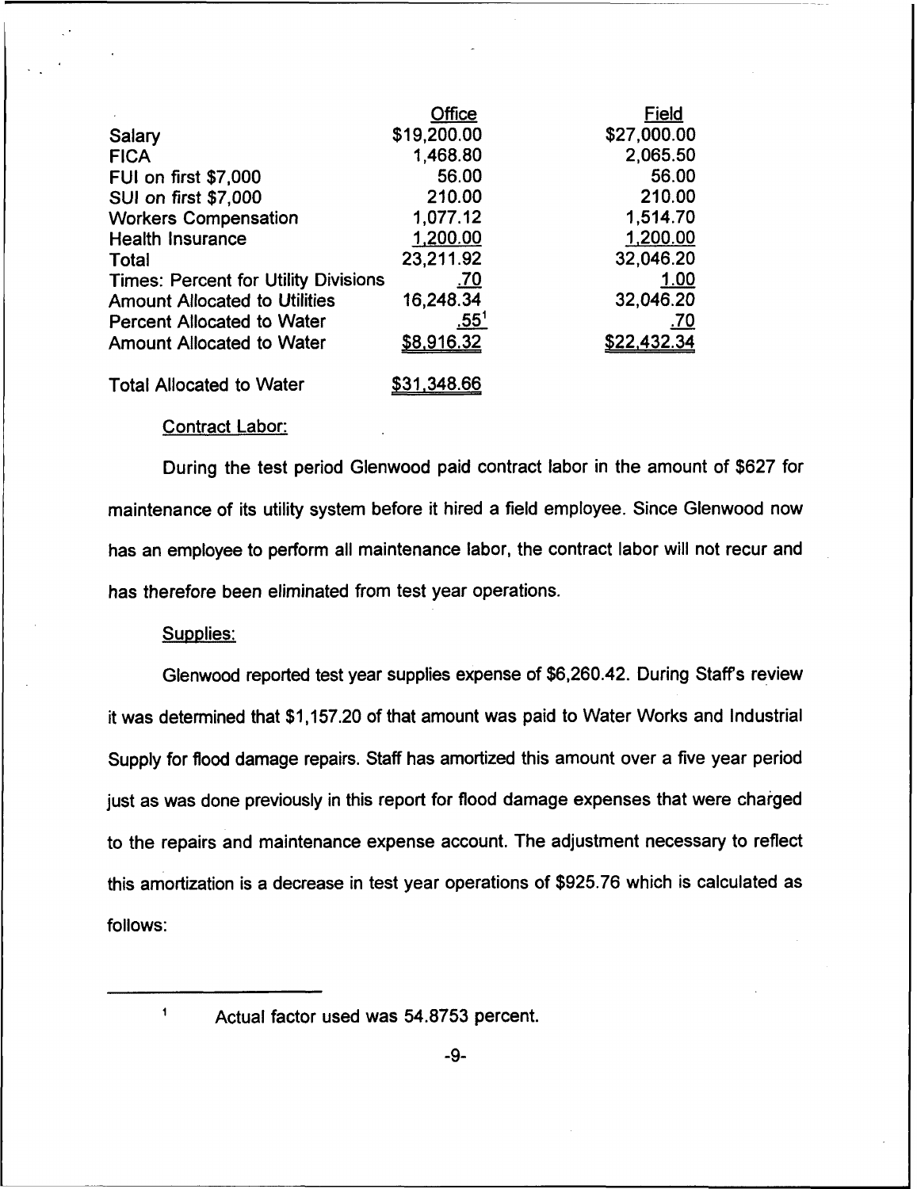| | Office | Field |
|---|---|---|
| Salary | $19,200.00 | $27,000.00 |
| FICA | 1,468.80 | 2,065.50 |
| FUI on first $7,000 | 56.00 | 56.00 |
| SUI on first $7,000 | 210.00 | 210.00 |
| Workers Compensation | 1,077.12 | 1,514.70 |
| Health Insurance | 1,200.00 | 1,200.00 |
| Total | 23,211.92 | 32,046.20 |
| Times: Percent for Utility Divisions | .70 | 1.00 |
| Amount Allocated to Utilities | 16,248.34 | 32,046.20 |
| Percent Allocated to Water | .55[1] | .70 |
| Amount Allocated to Water | $8,916.32 | $22,432.34 |
| | | |
| Total Allocated to Water | $31,348.66 | |

Contract Labor:

During the test period Glenwood paid contract labor in the amount of $627 for maintenance of its utility system before it hired a field employee. Since Glenwood now has an employee to perform all maintenance labor, the contract labor will not recur and has therefore been eliminated from test year operations.

Supplies:

Glenwood reported test year supplies expense of $6,260.42. During Staff's review it was determined that $1,157.20 of that amount was paid to Water Works and Industrial Supply for flood damage repairs. Staff has amortized this amount over a five year period just as was done previously in this report for flood damage expenses that were charged to the repairs and maintenance expense account. The adjustment necessary to reflect this amortization is a decrease in test year operations of $925.76 which is calculated as follows:

[1] Actual factor used was 54.8753 percent.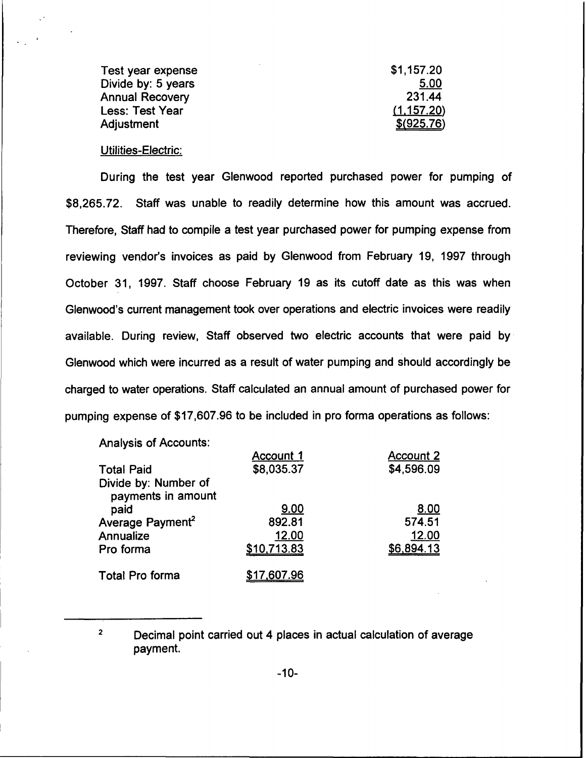| | |
|---|---|
| Test year expense | $1,157.20 |
| Divide by: 5 years | 5.00 |
| Annual Recovery | 231.44 |
| Less: Test Year | (1,157.20) |
| Adjustment | $(925.76) |

Utilities-Electric:

During the test year Glenwood reported purchased power for pumping of $8,265.72. Staff was unable to readily determine how this amount was accrued. Therefore, Staff had to compile a test year purchased power for pumping expense from reviewing vendor's invoices as paid by Glenwood from February 19, 1997 through October 31, 1997. Staff choose February 19 as its cutoff date as this was when Glenwood's current management took over operations and electric invoices were readily available. During review, Staff observed two electric accounts that were paid by Glenwood which were incurred as a result of water pumping and should accordingly be charged to water operations. Staff calculated an annual amount of purchased power for pumping expense of $17,607.96 to be included in pro forma operations as follows:

Analysis of Accounts:

| | Account 1 | Account 2 |
|---|---|---|
| Total Paid | $8,035.37 | $4,596.09 |
| Divide by: Number of payments in amount paid | 9.00 | 8.00 |
| Average Payment[2] | 892.81 | 574.51 |
| Annualize | 12.00 | 12.00 |
| Pro forma | $10,713.83 | $6,894.13 |
| Total Pro forma | $17,607.96 | |

[2] Decimal point carried out 4 places in actual calculation of average payment.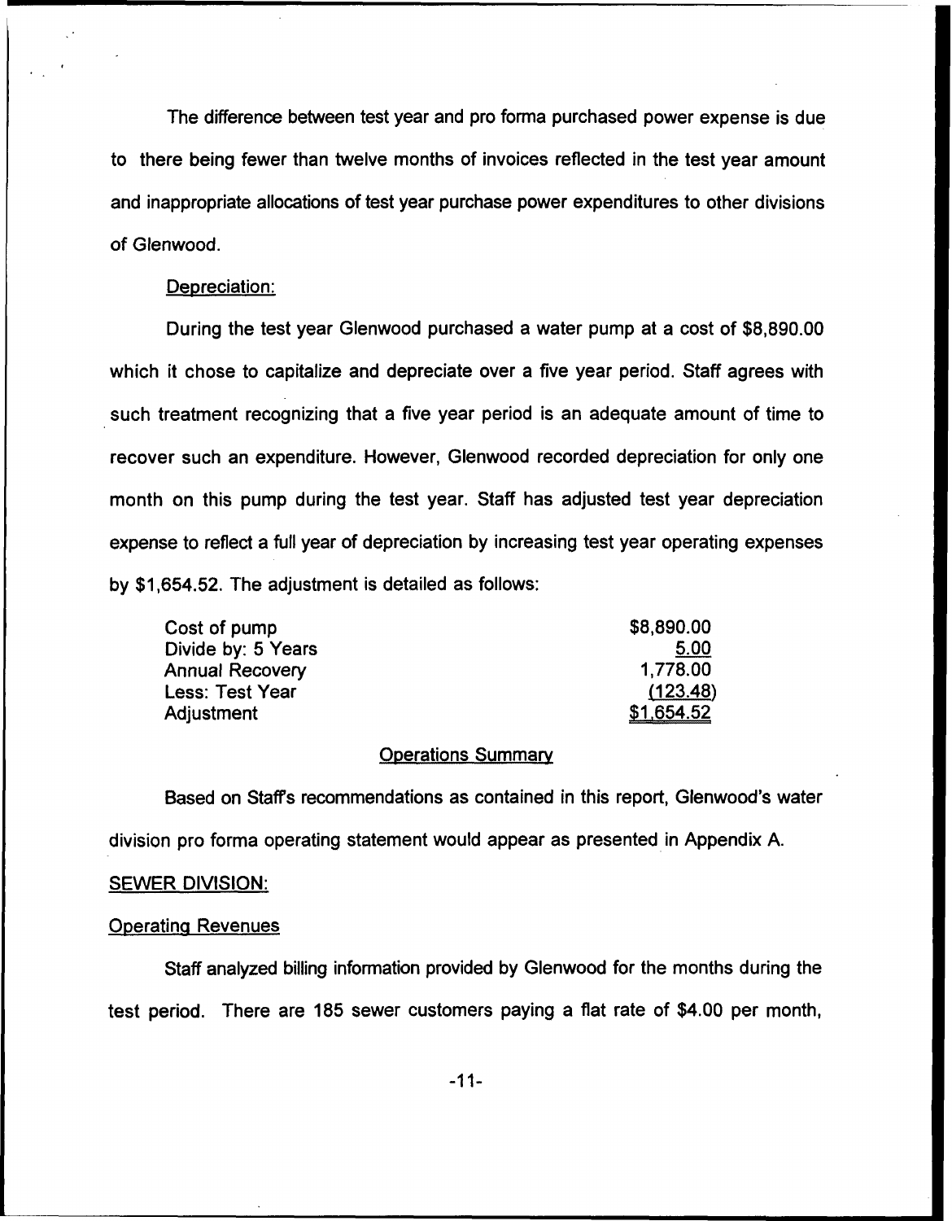The difference between test year and pro forma purchased power expense is due to there being fewer than twelve months of invoices reflected in the test year amount and inappropriate allocations of test year purchase power expenditures to other divisions of Glenwood.

Depreciation:

During the test year Glenwood purchased a water pump at a cost of $8,890.00 which it chose to capitalize and depreciate over a five year period. Staff agrees with such treatment recognizing that a five year period is an adequate amount of time to recover such an expenditure. However, Glenwood recorded depreciation for only one month on this pump during the test year. Staff has adjusted test year depreciation expense to reflect a full year of depreciation by increasing test year operating expenses by $1,654.52. The adjustment is detailed as follows:

| | |
|---|---:|
| Cost of pump | $8,890.00 |
| Divide by: 5 Years | 5.00 |
| Annual Recovery | 1,778.00 |
| Less: Test Year | (123.48) |
| Adjustment | $1,654.52 |

Operations Summary

Based on Staff's recommendations as contained in this report, Glenwood's water division pro forma operating statement would appear as presented in Appendix A.

SEWER DIVISION:

Operating Revenues

Staff analyzed billing information provided by Glenwood for the months during the test period. There are 185 sewer customers paying a flat rate of $4.00 per month,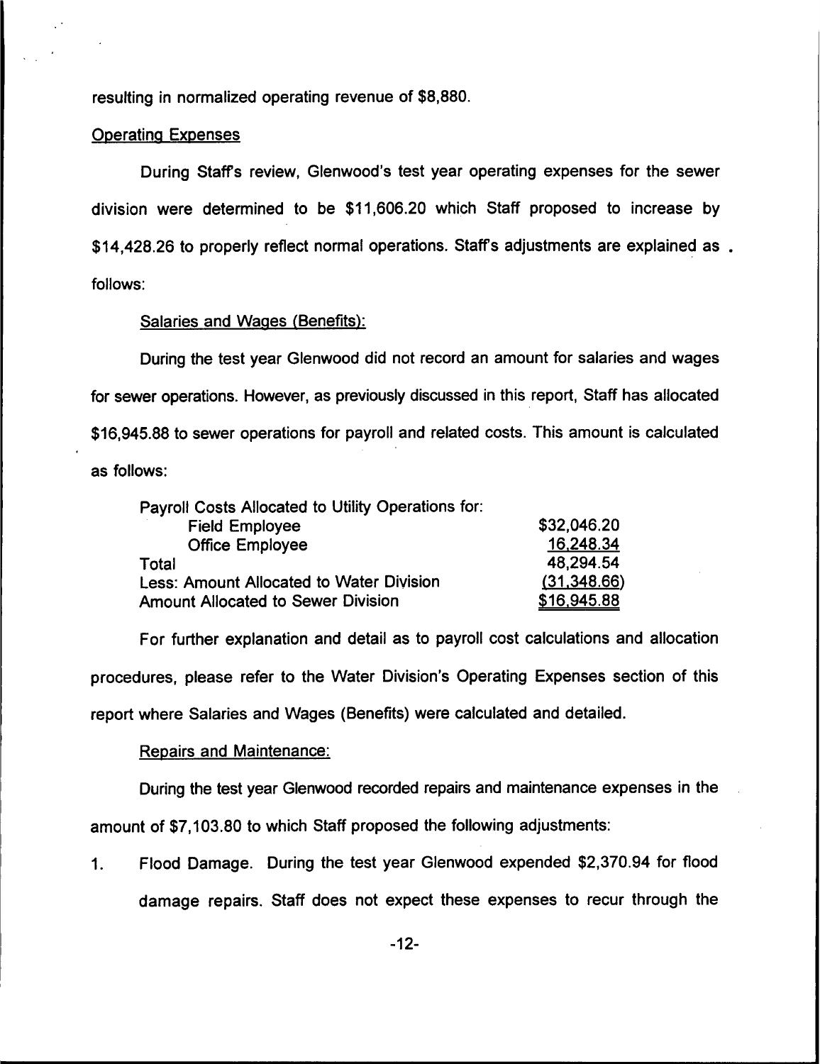resulting in normalized operating revenue of $8,880.

Operating Expenses

During Staff's review, Glenwood's test year operating expenses for the sewer division were determined to be $11,606.20 which Staff proposed to increase by $14,428.26 to properly reflect normal operations. Staff's adjustments are explained as follows:

Salaries and Wages (Benefits):

During the test year Glenwood did not record an amount for salaries and wages for sewer operations. However, as previously discussed in this report, Staff has allocated $16,945.88 to sewer operations for payroll and related costs. This amount is calculated as follows:

| | |
|---|---|
| Payroll Costs Allocated to Utility Operations for: | |
| Field Employee | $32,046.20 |
| Office Employee | 16,248.34 |
| Total | 48,294.54 |
| Less: Amount Allocated to Water Division | (31,348.66) |
| Amount Allocated to Sewer Division | $16,945.88 |

For further explanation and detail as to payroll cost calculations and allocation procedures, please refer to the Water Division's Operating Expenses section of this report where Salaries and Wages (Benefits) were calculated and detailed.

Repairs and Maintenance:

During the test year Glenwood recorded repairs and maintenance expenses in the amount of $7,103.80 to which Staff proposed the following adjustments:

1. Flood Damage. During the test year Glenwood expended $2,370.94 for flood damage repairs. Staff does not expect these expenses to recur through the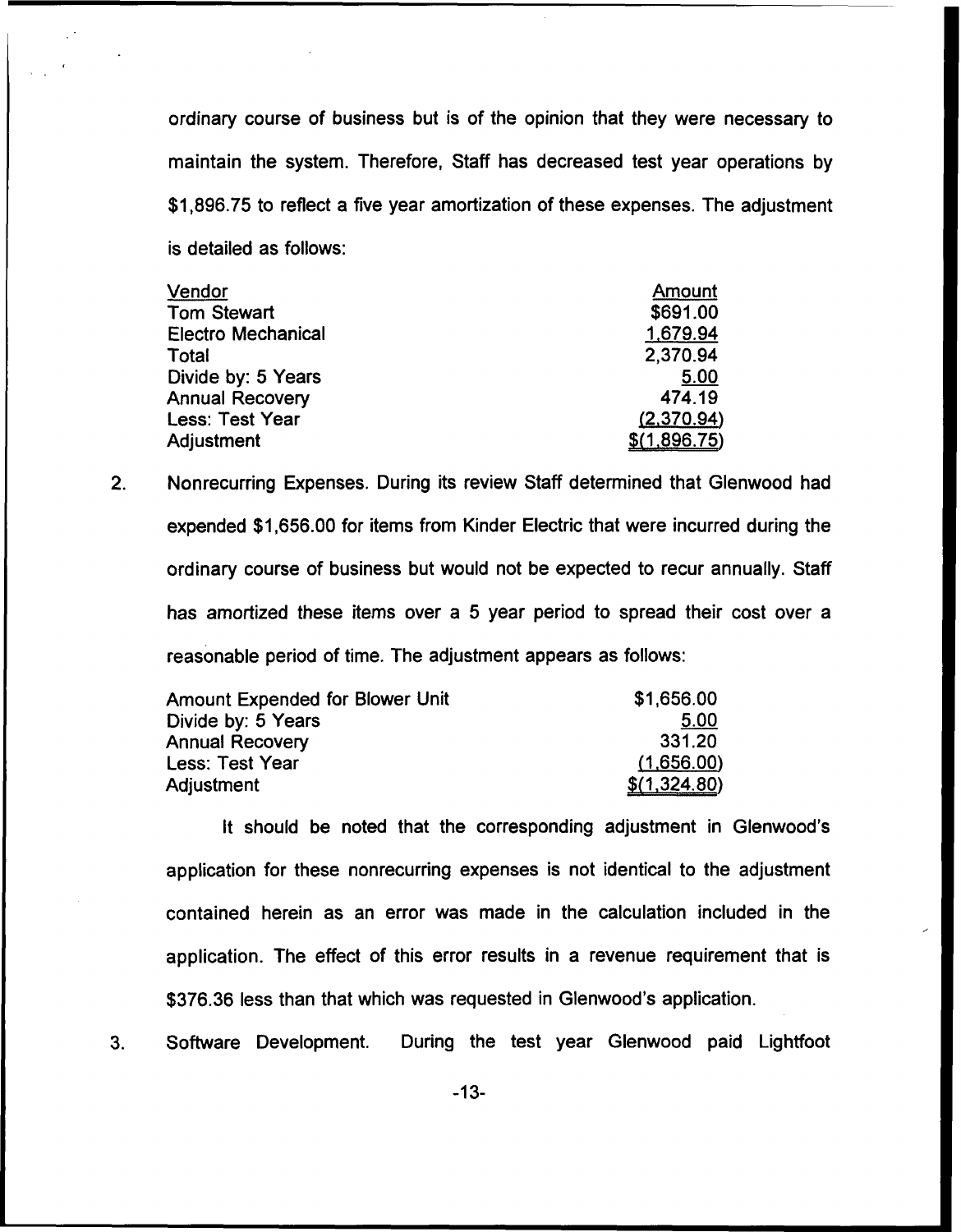ordinary course of business but is of the opinion that they were necessary to maintain the system. Therefore, Staff has decreased test year operations by $1,896.75 to reflect a five year amortization of these expenses. The adjustment is detailed as follows:

| Vendor | Amount |
|---|---|
| Tom Stewart | $691.00 |
| Electro Mechanical | 1,679.94 |
| Total | 2,370.94 |
| Divide by: 5 Years | 5.00 |
| Annual Recovery | 474.19 |
| Less: Test Year | (2,370.94) |
| Adjustment | $(1,896.75) |

2. Nonrecurring Expenses. During its review Staff determined that Glenwood had expended $1,656.00 for items from Kinder Electric that were incurred during the ordinary course of business but would not be expected to recur annually. Staff has amortized these items over a 5 year period to spread their cost over a reasonable period of time. The adjustment appears as follows:

| | |
|---|---|
| Amount Expended for Blower Unit | $1,656.00 |
| Divide by: 5 Years | 5.00 |
| Annual Recovery | 331.20 |
| Less: Test Year | (1,656.00) |
| Adjustment | $(1,324.80) |

It should be noted that the corresponding adjustment in Glenwood's application for these nonrecurring expenses is not identical to the adjustment contained herein as an error was made in the calculation included in the application. The effect of this error results in a revenue requirement that is $376.36 less than that which was requested in Glenwood's application.

3. Software Development. During the test year Glenwood paid Lightfoot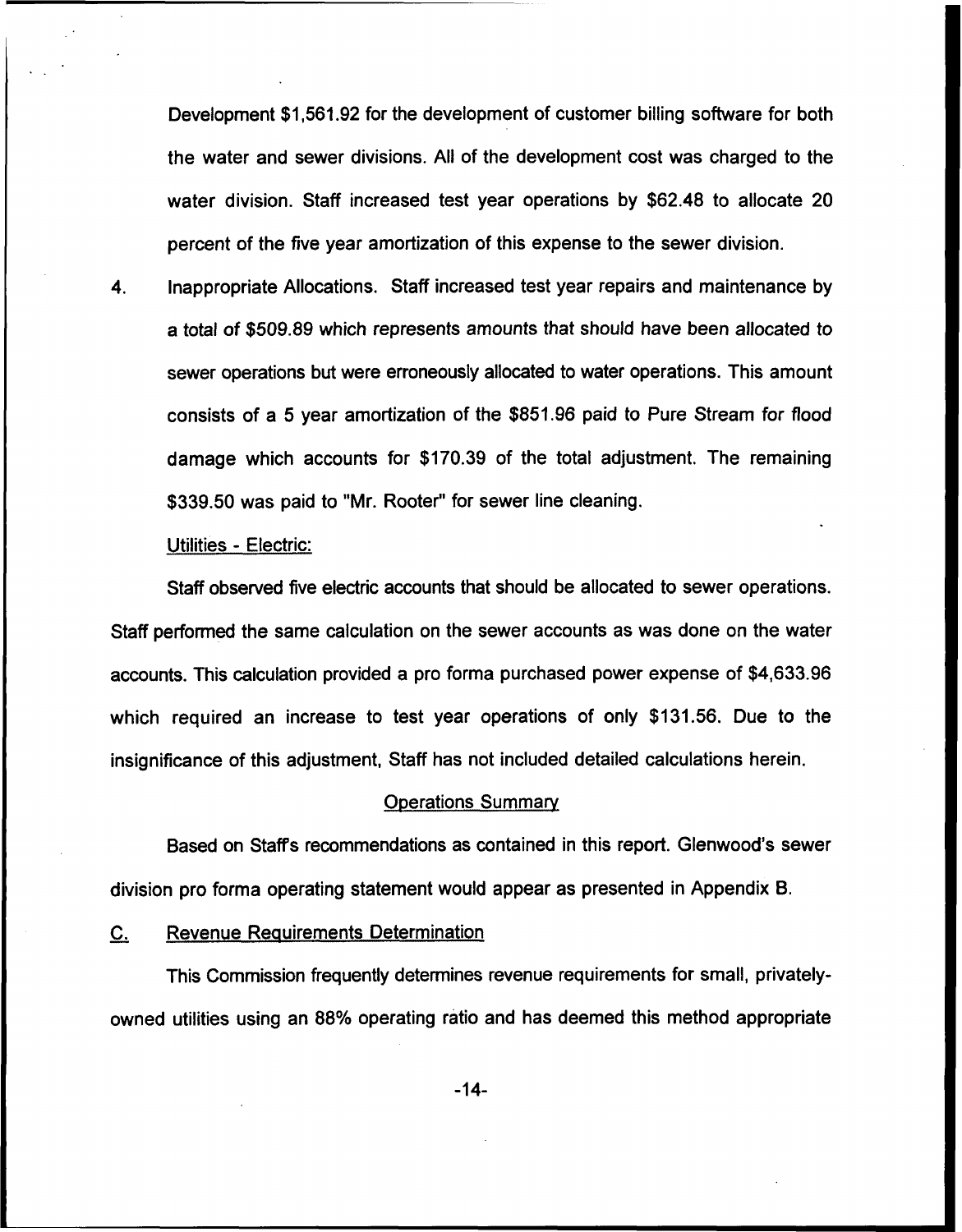Development $1,561.92 for the development of customer billing software for both the water and sewer divisions. All of the development cost was charged to the water division. Staff increased test year operations by $62.48 to allocate 20 percent of the five year amortization of this expense to the sewer division.

4. Inappropriate Allocations. Staff increased test year repairs and maintenance by a total of $509.89 which represents amounts that should have been allocated to sewer operations but were erroneously allocated to water operations. This amount consists of a 5 year amortization of the $851.96 paid to Pure Stream for flood damage which accounts for $170.39 of the total adjustment. The remaining $339.50 was paid to "Mr. Rooter" for sewer line cleaning.

Utilities - Electric:

Staff observed five electric accounts that should be allocated to sewer operations. Staff performed the same calculation on the sewer accounts as was done on the water accounts. This calculation provided a pro forma purchased power expense of $4,633.96 which required an increase to test year operations of only $131.56. Due to the insignificance of this adjustment, Staff has not included detailed calculations herein.

Operations Summary

Based on Staff's recommendations as contained in this report. Glenwood's sewer division pro forma operating statement would appear as presented in Appendix B.

C. Revenue Requirements Determination

This Commission frequently determines revenue requirements for small, privately-owned utilities using an 88% operating ratio and has deemed this method appropriate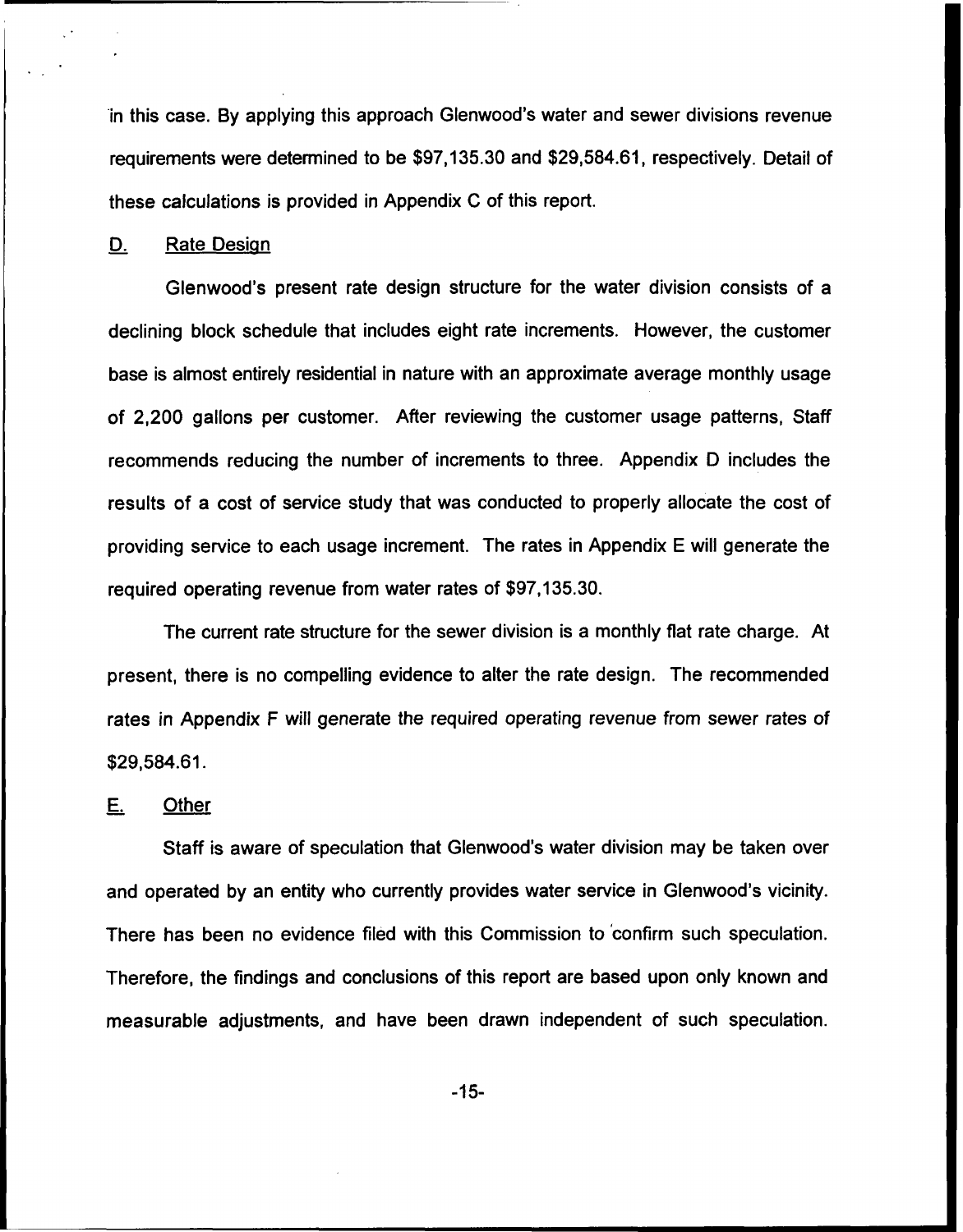in this case. By applying this approach Glenwood's water and sewer divisions revenue requirements were determined to be $97,135.30 and $29,584.61, respectively. Detail of these calculations is provided in Appendix C of this report.

## D. Rate Design

Glenwood's present rate design structure for the water division consists of a declining block schedule that includes eight rate increments. However, the customer base is almost entirely residential in nature with an approximate average monthly usage of 2,200 gallons per customer. After reviewing the customer usage patterns, Staff recommends reducing the number of increments to three. Appendix D includes the results of a cost of service study that was conducted to properly allocate the cost of providing service to each usage increment. The rates in Appendix E will generate the required operating revenue from water rates of $97,135.30.

The current rate structure for the sewer division is a monthly flat rate charge. At present, there is no compelling evidence to alter the rate design. The recommended rates in Appendix F will generate the required operating revenue from sewer rates of $29,584.61.

## E. Other

Staff is aware of speculation that Glenwood's water division may be taken over and operated by an entity who currently provides water service in Glenwood's vicinity. There has been no evidence filed with this Commission to confirm such speculation. Therefore, the findings and conclusions of this report are based upon only known and measurable adjustments, and have been drawn independent of such speculation.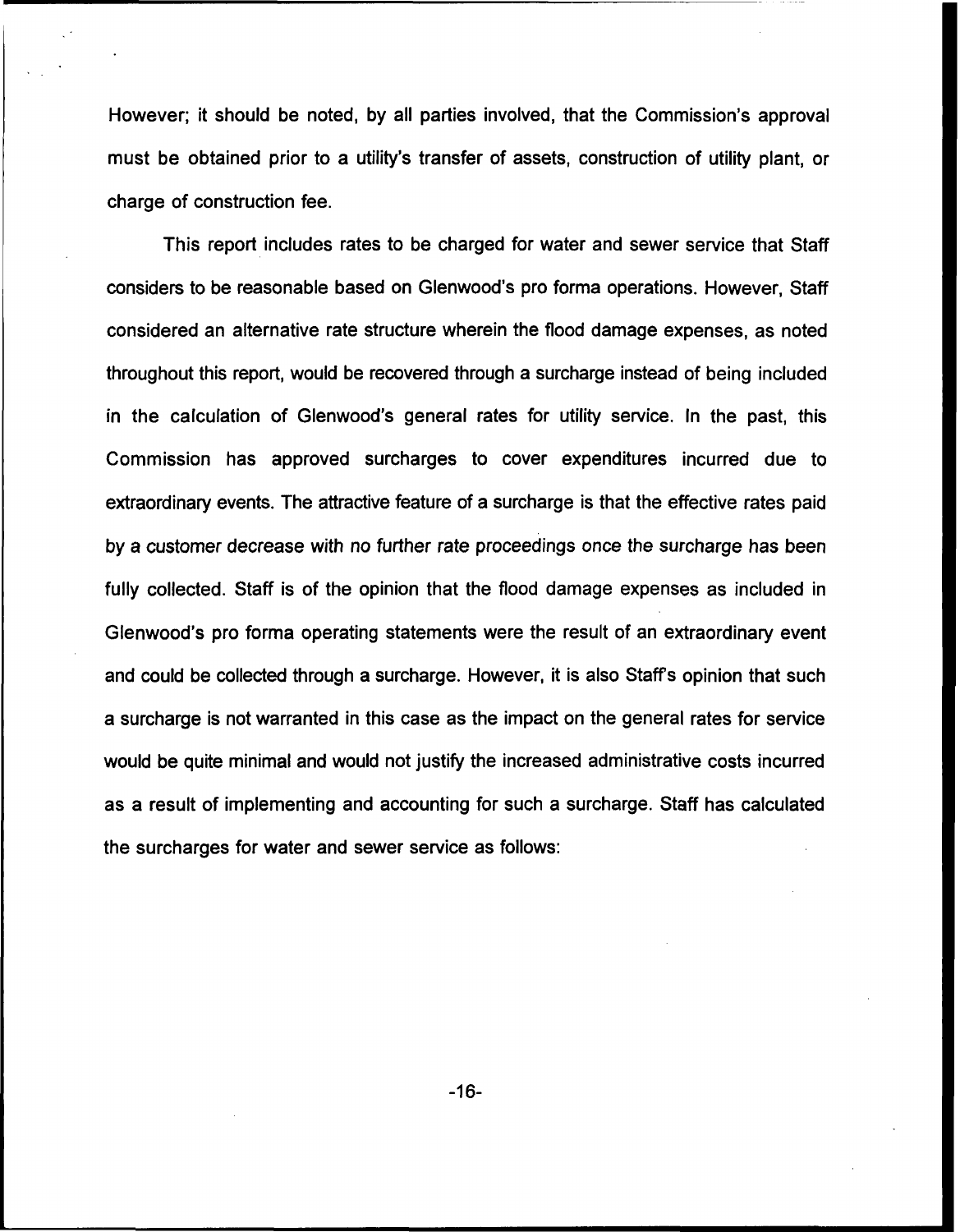However; it should be noted, by all parties involved, that the Commission's approval must be obtained prior to a utility's transfer of assets, construction of utility plant, or charge of construction fee.

This report includes rates to be charged for water and sewer service that Staff considers to be reasonable based on Glenwood's pro forma operations. However, Staff considered an alternative rate structure wherein the flood damage expenses, as noted throughout this report, would be recovered through a surcharge instead of being included in the calculation of Glenwood's general rates for utility service. In the past, this Commission has approved surcharges to cover expenditures incurred due to extraordinary events. The attractive feature of a surcharge is that the effective rates paid by a customer decrease with no further rate proceedings once the surcharge has been fully collected. Staff is of the opinion that the flood damage expenses as included in Glenwood's pro forma operating statements were the result of an extraordinary event and could be collected through a surcharge. However, it is also Staff's opinion that such a surcharge is not warranted in this case as the impact on the general rates for service would be quite minimal and would not justify the increased administrative costs incurred as a result of implementing and accounting for such a surcharge. Staff has calculated the surcharges for water and sewer service as follows: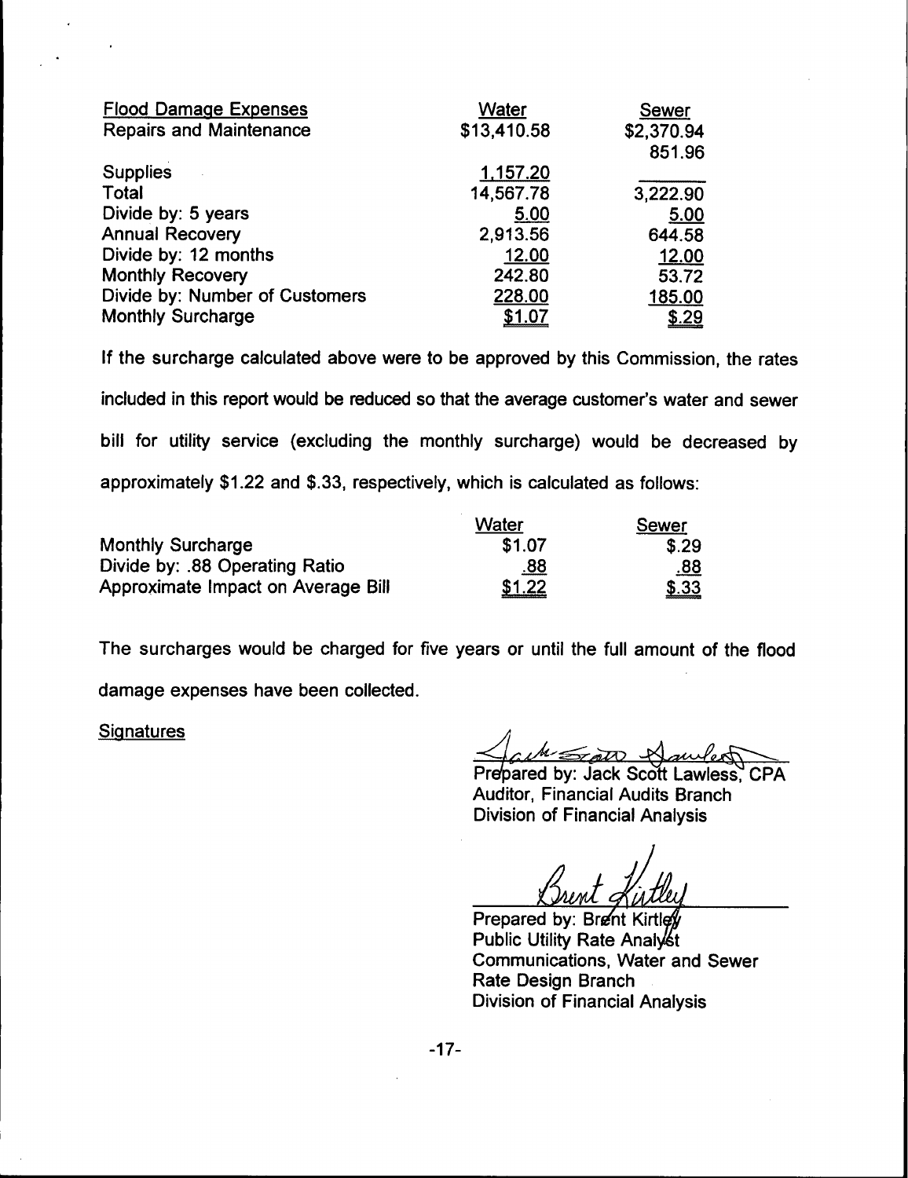| Flood Damage Expenses | Water | Sewer |
|---|---|---|
| Repairs and Maintenance | $13,410.58 | $2,370.94 |
| | | 851.96 |
| Supplies | 1,157.20 | |
| Total | 14,567.78 | 3,222.90 |
| Divide by: 5 years | 5.00 | 5.00 |
| Annual Recovery | 2,913.56 | 644.58 |
| Divide by: 12 months | 12.00 | 12.00 |
| Monthly Recovery | 242.80 | 53.72 |
| Divide by: Number of Customers | 228.00 | 185.00 |
| Monthly Surcharge | $1.07 | $.29 |

If the surcharge calculated above were to be approved by this Commission, the rates included in this report would be reduced so that the average customer's water and sewer bill for utility service (excluding the monthly surcharge) would be decreased by approximately $1.22 and $.33, respectively, which is calculated as follows:

| | Water | Sewer |
|---|---|---|
| Monthly Surcharge | $1.07 | $.29 |
| Divide by: .88 Operating Ratio | .88 | .88 |
| Approximate Impact on Average Bill | $1.22 | $.33 |

The surcharges would be charged for five years or until the full amount of the flood damage expenses have been collected.

Signatures

Prepared by: Jack Scott Lawless, CPA
Auditor, Financial Audits Branch
Division of Financial Analysis

Prepared by: Brent Kirtley
Public Utility Rate Analyst
Communications, Water and Sewer
Rate Design Branch
Division of Financial Analysis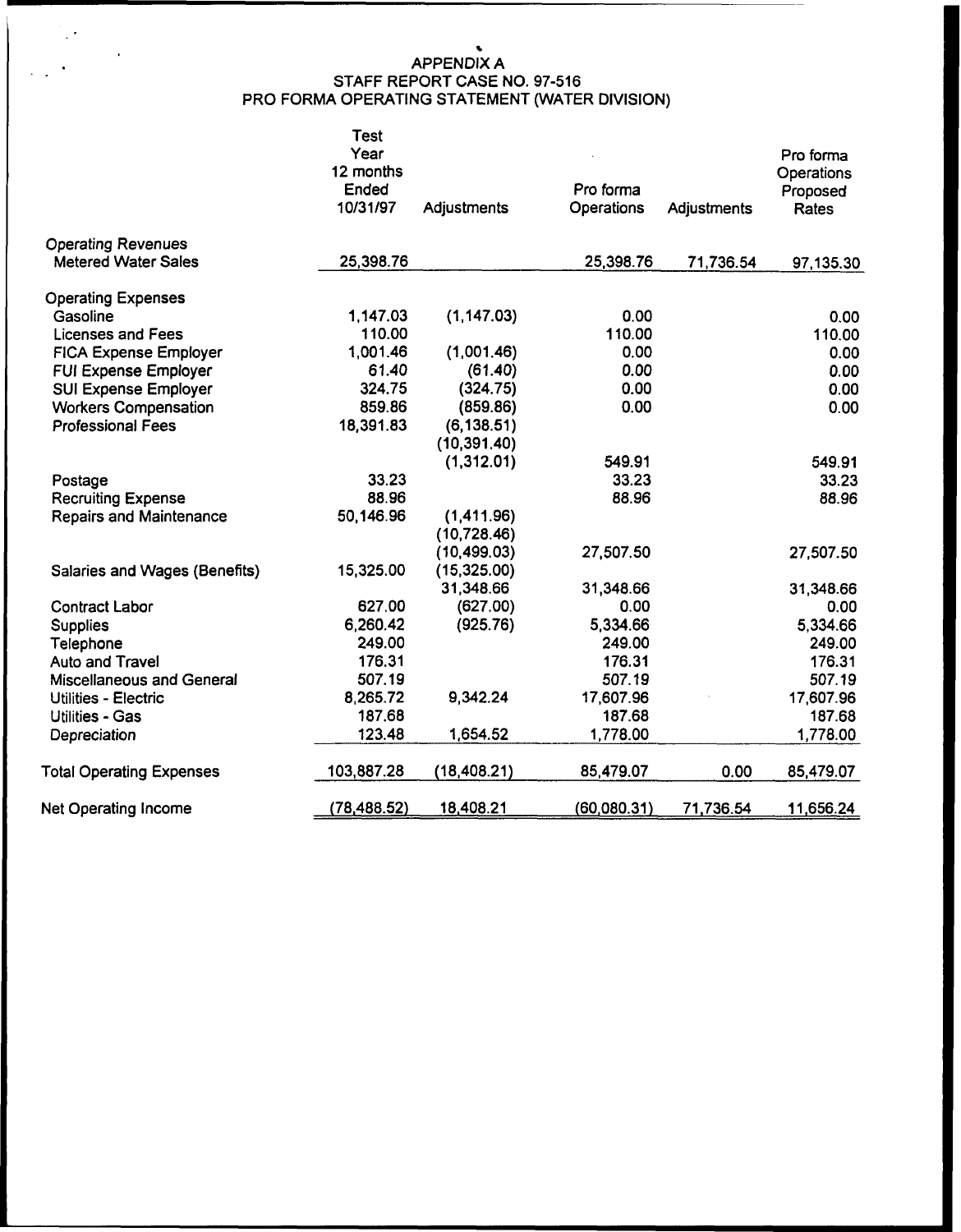APPENDIX A
STAFF REPORT CASE NO. 97-516
PRO FORMA OPERATING STATEMENT (WATER DIVISION)

| | Test Year 12 months Ended 10/31/97 | Adjustments | Pro forma Operations | Adjustments | Pro forma Operations Proposed Rates |
|---|---|---|---|---|---|
| Operating Revenues | | | | | |
| Metered Water Sales | 25,398.76 | | 25,398.76 | 71,736.54 | 97,135.30 |
| Operating Expenses | | | | | |
| Gasoline | 1,147.03 | (1,147.03) | 0.00 | | 0.00 |
| Licenses and Fees | 110.00 | | 110.00 | | 110.00 |
| FICA Expense Employer | 1,001.46 | (1,001.46) | 0.00 | | 0.00 |
| FUI Expense Employer | 61.40 | (61.40) | 0.00 | | 0.00 |
| SUI Expense Employer | 324.75 | (324.75) | 0.00 | | 0.00 |
| Workers Compensation | 859.86 | (859.86) | 0.00 | | 0.00 |
| Professional Fees | 18,391.83 | (6,138.51) | | | |
| | | (10,391.40) | | | |
| | | (1,312.01) | 549.91 | | 549.91 |
| Postage | 33.23 | | 33.23 | | 33.23 |
| Recruiting Expense | 88.96 | | 88.96 | | 88.96 |
| Repairs and Maintenance | 50,146.96 | (1,411.96) | | | |
| | | (10,728.46) | | | |
| | | (10,499.03) | 27,507.50 | | 27,507.50 |
| Salaries and Wages (Benefits) | 15,325.00 | (15,325.00) | | | |
| | | 31,348.66 | 31,348.66 | | 31,348.66 |
| Contract Labor | 627.00 | (627.00) | 0.00 | | 0.00 |
| Supplies | 6,260.42 | (925.76) | 5,334.66 | | 5,334.66 |
| Telephone | 249.00 | | 249.00 | | 249.00 |
| Auto and Travel | 176.31 | | 176.31 | | 176.31 |
| Miscellaneous and General | 507.19 | | 507.19 | | 507.19 |
| Utilities - Electric | 8,265.72 | 9,342.24 | 17,607.96 | | 17,607.96 |
| Utilities - Gas | 187.68 | | 187.68 | | 187.68 |
| Depreciation | 123.48 | 1,654.52 | 1,778.00 | | 1,778.00 |
| Total Operating Expenses | 103,887.28 | (18,408.21) | 85,479.07 | 0.00 | 85,479.07 |
| Net Operating Income | (78,488.52) | 18,408.21 | (60,080.31) | 71,736.54 | 11,656.24 |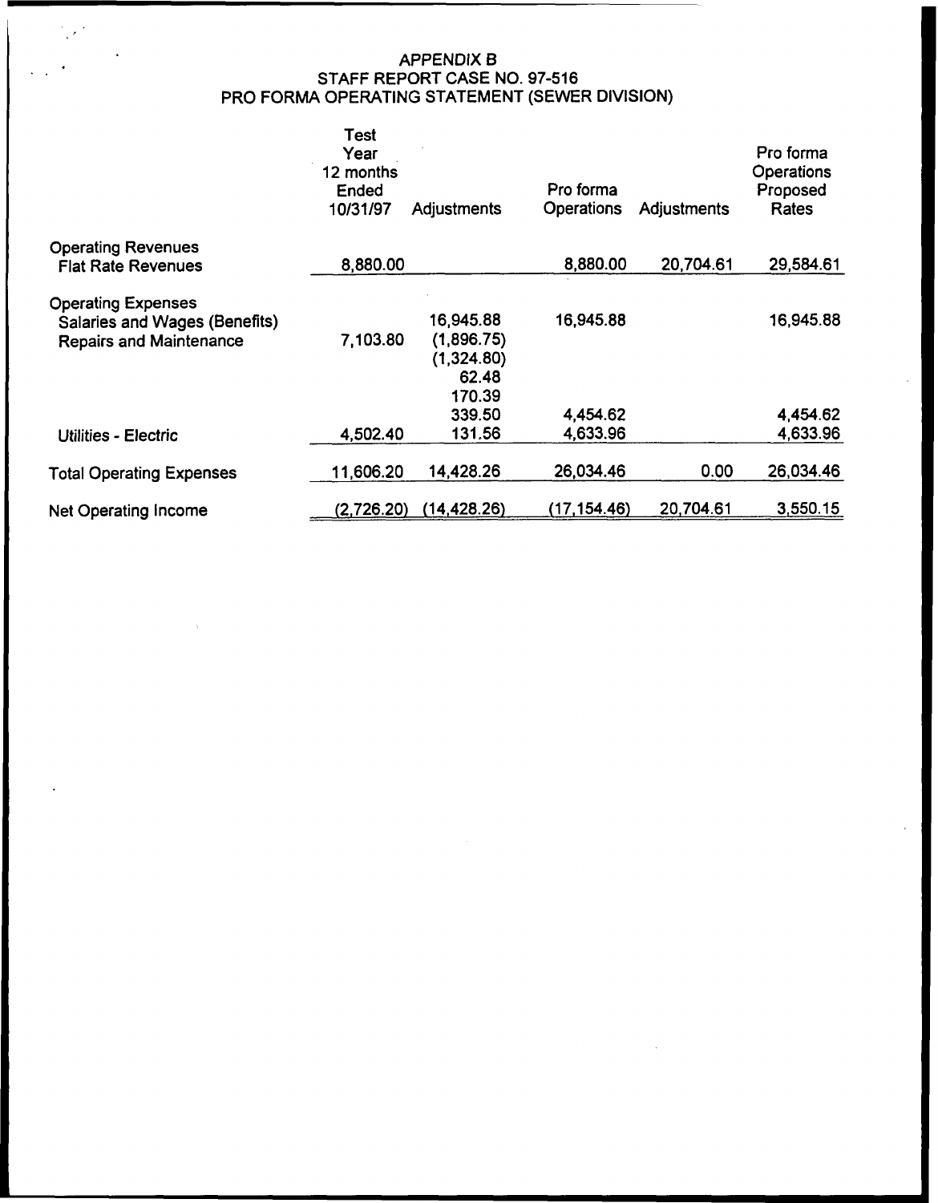# APPENDIX B
## STAFF REPORT CASE NO. 97-516
## PRO FORMA OPERATING STATEMENT (SEWER DIVISION)

| | Test Year 12 months Ended 10/31/97 | Adjustments | Pro forma Operations | Adjustments | Pro forma Operations Proposed Rates |
|---|---|---|---|---|---|
| Operating Revenues | | | | | |
| Flat Rate Revenues | 8,880.00 | | 8,880.00 | 20,704.61 | 29,584.61 |
| Operating Expenses | | | | | |
| Salaries and Wages (Benefits) | | 16,945.88 | 16,945.88 | | 16,945.88 |
| Repairs and Maintenance | 7,103.80 | (1,896.75) | | | |
| | | (1,324.80) | | | |
| | | 62.48 | | | |
| | | 170.39 | | | |
| | | 339.50 | 4,454.62 | | 4,454.62 |
| Utilities - Electric | 4,502.40 | 131.56 | 4,633.96 | | 4,633.96 |
| Total Operating Expenses | 11,606.20 | 14,428.26 | 26,034.46 | 0.00 | 26,034.46 |
| Net Operating Income | (2,726.20) | (14,428.26) | (17,154.46) | 20,704.61 | 3,550.15 |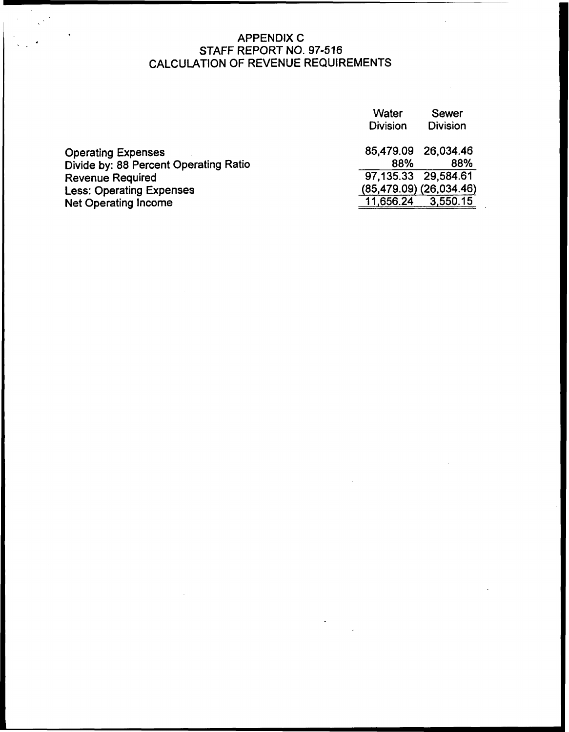# APPENDIX C
## STAFF REPORT NO. 97-516
## CALCULATION OF REVENUE REQUIREMENTS

| | Water Division | Sewer Division |
|---|---|---|
| Operating Expenses | 85,479.09 | 26,034.46 |
| Divide by: 88 Percent Operating Ratio | 88% | 88% |
| Revenue Required | 97,135.33 | 29,584.61 |
| Less: Operating Expenses | (85,479.09) | (26,034.46) |
| Net Operating Income | 11,656.24 | 3,550.15 |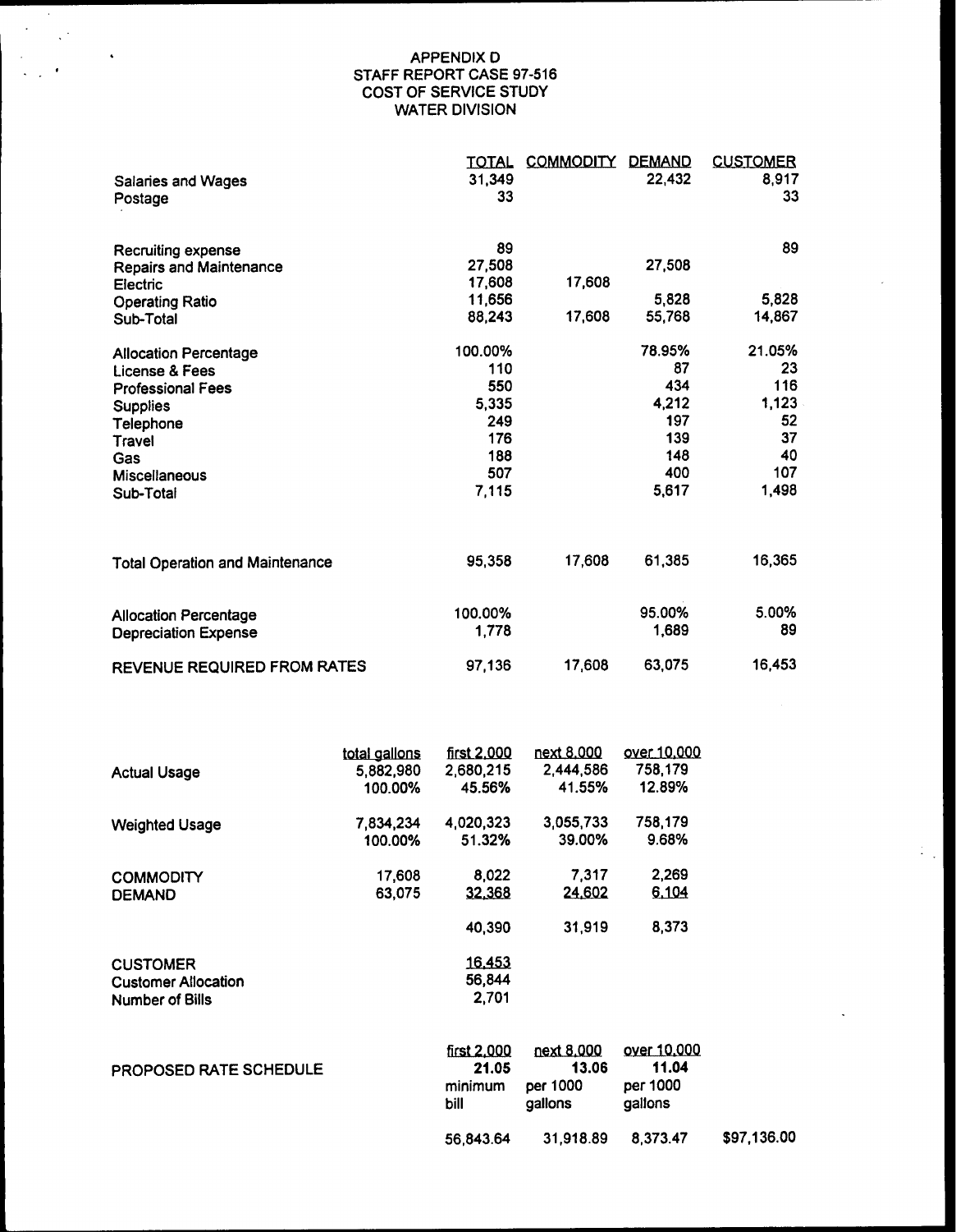APPENDIX D
STAFF REPORT CASE 97-516
COST OF SERVICE STUDY
WATER DIVISION

| | TOTAL | COMMODITY | DEMAND | CUSTOMER |
|---|---|---|---|---|
| Salaries and Wages | 31,349 | | 22,432 | 8,917 |
| Postage | 33 | | | 33 |
| | | | | |
| Recruiting expense | 89 | | | 89 |
| Repairs and Maintenance | 27,508 | | 27,508 | |
| Electric | 17,608 | 17,608 | | |
| Operating Ratio | 11,656 | | 5,828 | 5,828 |
| Sub-Total | 88,243 | 17,608 | 55,768 | 14,867 |
| | | | | |
| Allocation Percentage | 100.00% | | 78.95% | 21.05% |
| License & Fees | 110 | | 87 | 23 |
| Professional Fees | 550 | | 434 | 116 |
| Supplies | 5,335 | | 4,212 | 1,123 |
| Telephone | 249 | | 197 | 52 |
| Travel | 176 | | 139 | 37 |
| Gas | 188 | | 148 | 40 |
| Miscellaneous | 507 | | 400 | 107 |
| Sub-Total | 7,115 | | 5,617 | 1,498 |
| | | | | |
| Total Operation and Maintenance | 95,358 | 17,608 | 61,385 | 16,365 |
| | | | | |
| Allocation Percentage | 100.00% | | 95.00% | 5.00% |
| Depreciation Expense | 1,778 | | 1,689 | 89 |
| | | | | |
| REVENUE REQUIRED FROM RATES | 97,136 | 17,608 | 63,075 | 16,453 |

| | total gallons | first 2,000 | next 8,000 | over 10,000 | |
|---|---|---|---|---|---|
| Actual Usage | 5,882,980 | 2,680,215 | 2,444,586 | 758,179 | |
| | 100.00% | 45.56% | 41.55% | 12.89% | |
| | | | | | |
| Weighted Usage | 7,834,234 | 4,020,323 | 3,055,733 | 758,179 | |
| | 100.00% | 51.32% | 39.00% | 9.68% | |
| | | | | | |
| COMMODITY | 17,608 | 8,022 | 7,317 | 2,269 | |
| DEMAND | 63,075 | 32,368 | 24,602 | 6,104 | |
| | | 40,390 | 31,919 | 8,373 | |
| | | | | | |
| CUSTOMER | | 16,453 | | | |
| Customer Allocation | | 56,844 | | | |
| Number of Bills | | 2,701 | | | |
| | | | | | |
| | | first 2,000 | next 8,000 | over 10,000 | |
| PROPOSED RATE SCHEDULE | | **21.05** | **13.06** | **11.04** | |
| | | minimum bill | per 1000 gallons | per 1000 gallons | |
| | | 56,843.64 | 31,918.89 | 8,373.47 | $97,136.00 |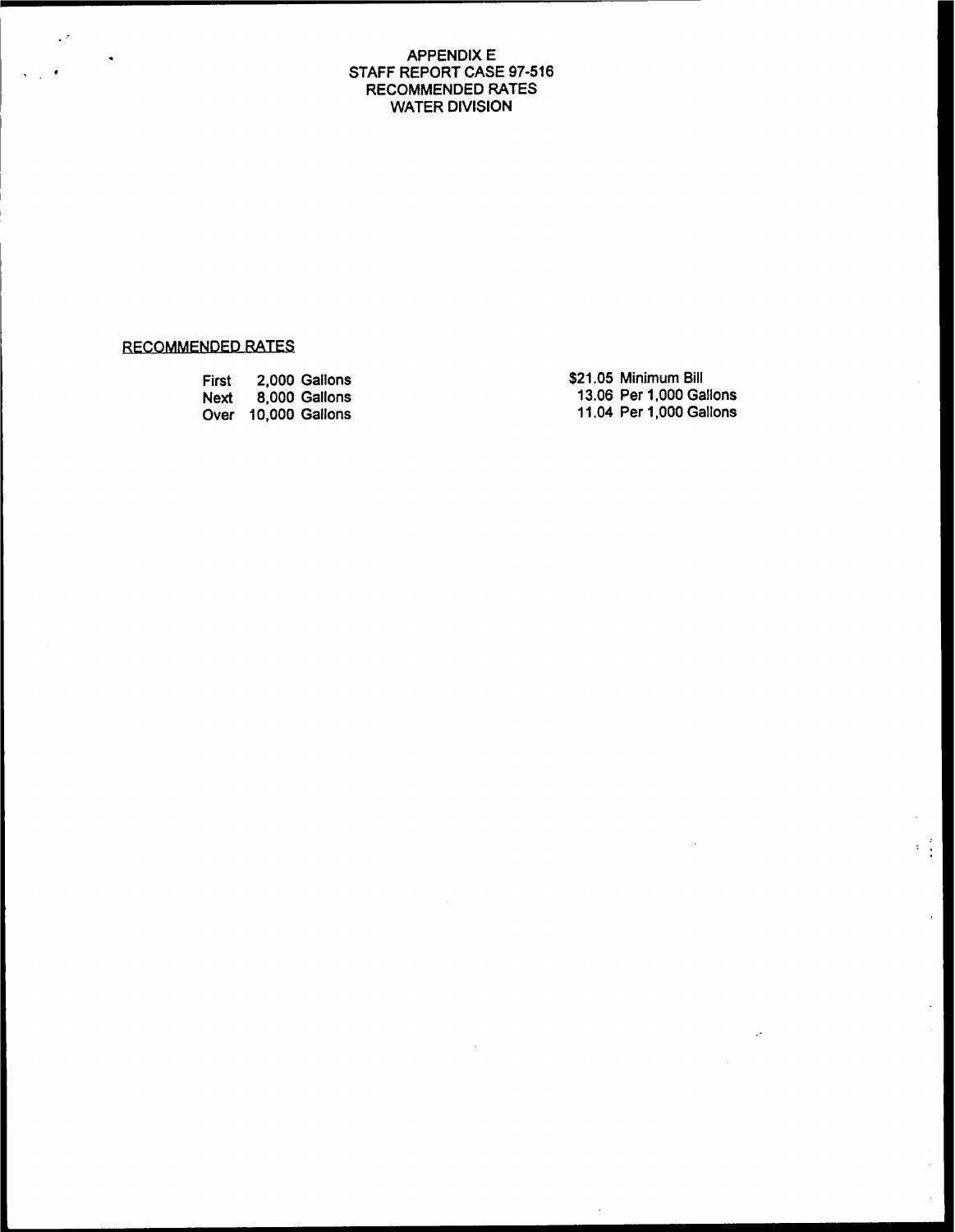# APPENDIX E
# STAFF REPORT CASE 97-516
# RECOMMENDED RATES
# WATER DIVISION

## RECOMMENDED RATES

| | | |
|---|---|---|
| First | 2,000 Gallons | $21.05 Minimum Bill |
| Next | 8,000 Gallons | 13.06 Per 1,000 Gallons |
| Over | 10,000 Gallons | 11.04 Per 1,000 Gallons |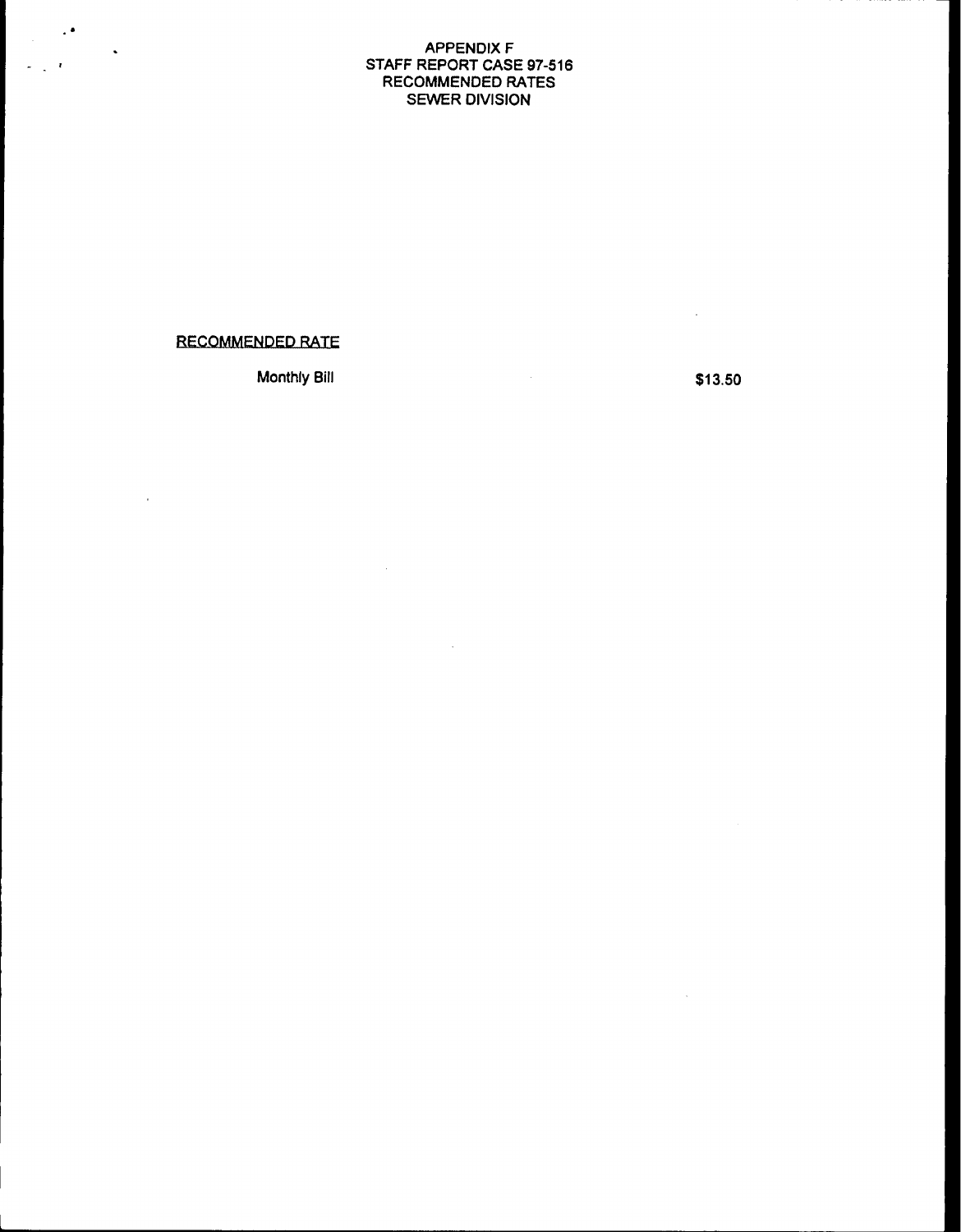APPENDIX F
STAFF REPORT CASE 97-516
RECOMMENDED RATES
SEWER DIVISION

RECOMMENDED RATE

| | |
|---|---|
| Monthly Bill | $13.50 |